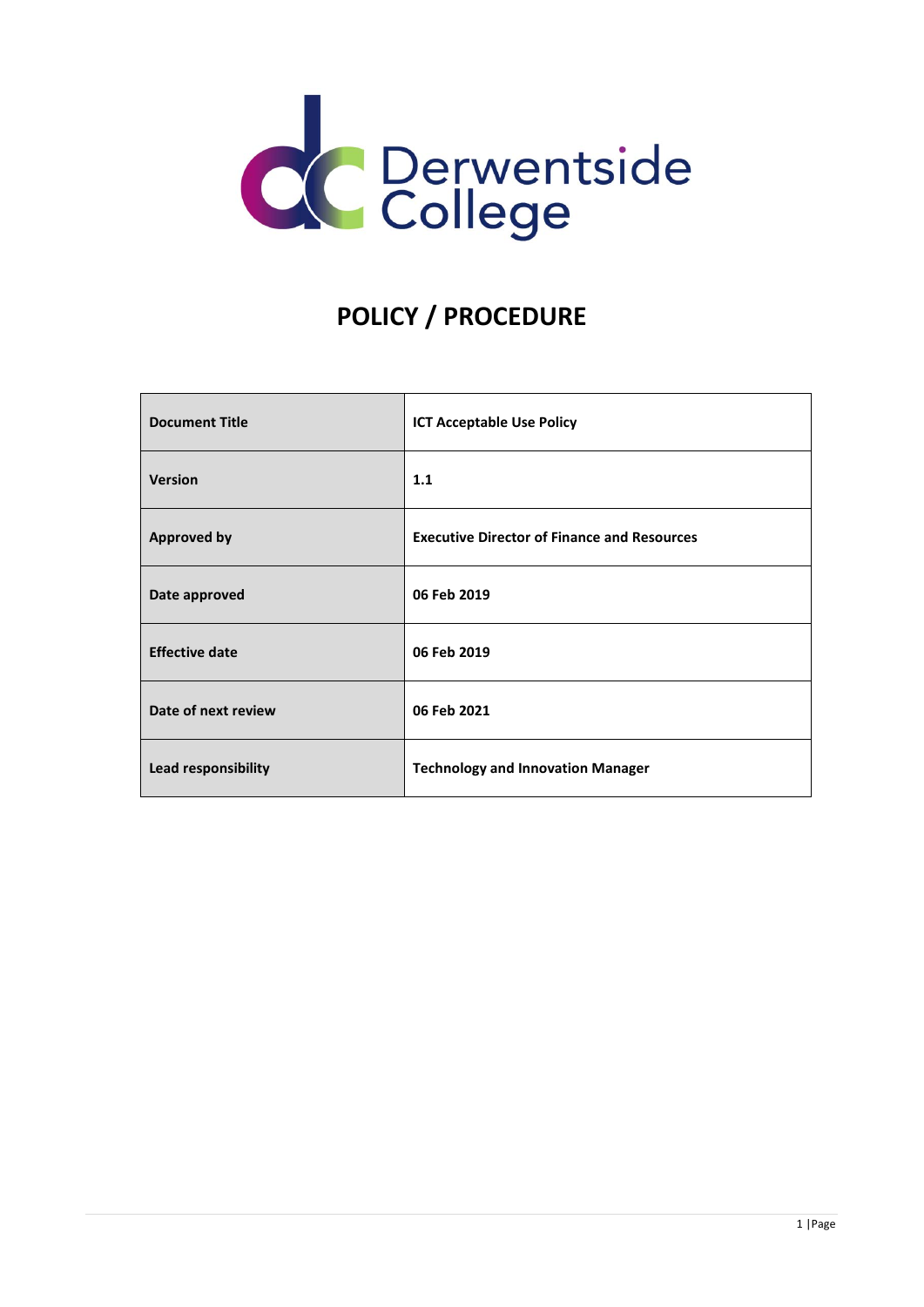Derwentside College

# POLICY / PROCEDURE

| | |
|---|---|
| **Document Title** | **ICT Acceptable Use Policy** |
| **Version** | **1.1** |
| **Approved by** | **Executive Director of Finance and Resources** |
| **Date approved** | **06 Feb 2019** |
| **Effective date** | **06 Feb 2019** |
| **Date of next review** | **06 Feb 2021** |
| **Lead responsibility** | **Technology and Innovation Manager** |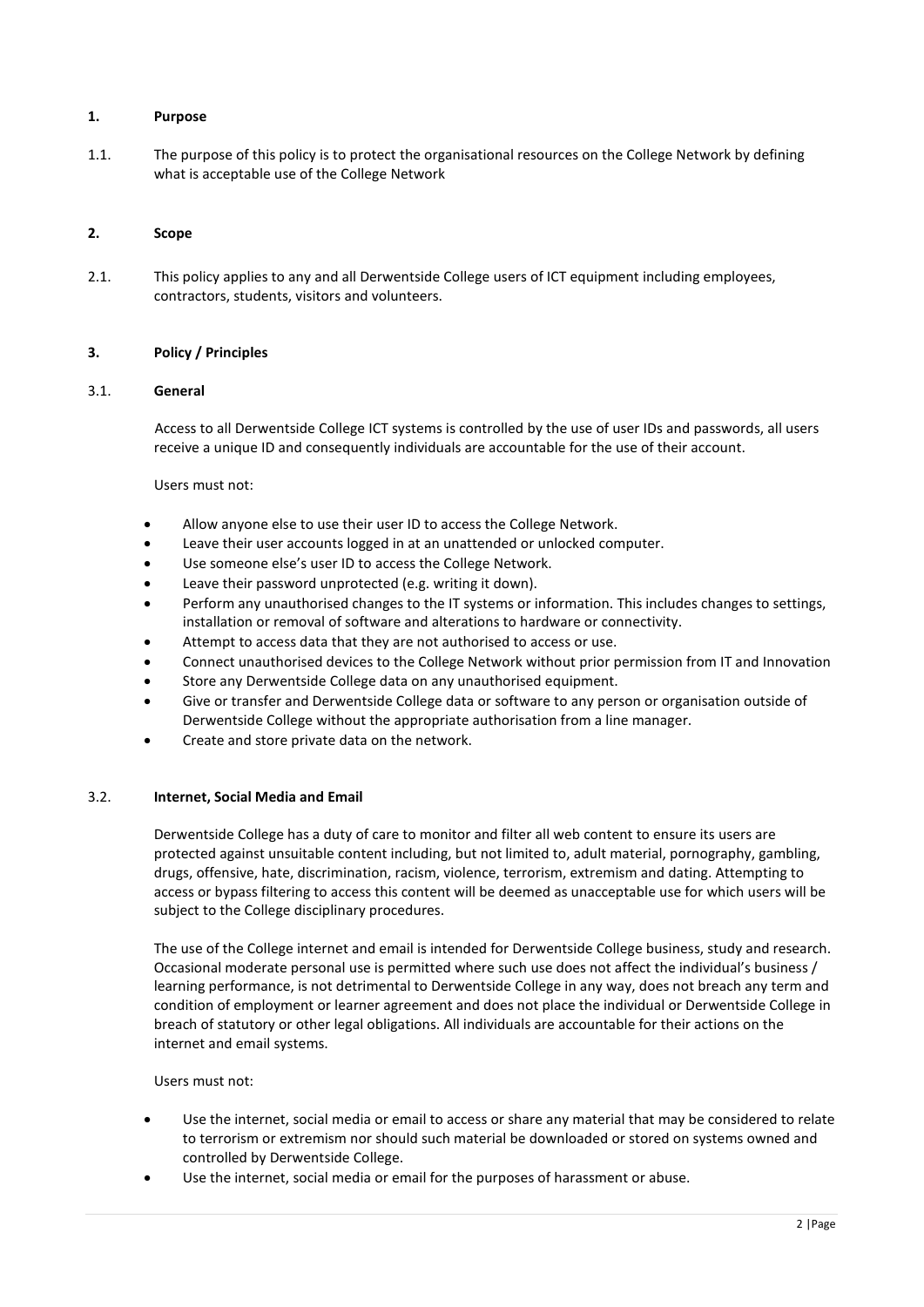## 1. Purpose

1.1. The purpose of this policy is to protect the organisational resources on the College Network by defining what is acceptable use of the College Network

## 2. Scope

2.1. This policy applies to any and all Derwentside College users of ICT equipment including employees, contractors, students, visitors and volunteers.

## 3. Policy / Principles

### 3.1. General

Access to all Derwentside College ICT systems is controlled by the use of user IDs and passwords, all users receive a unique ID and consequently individuals are accountable for the use of their account.

Users must not:

- Allow anyone else to use their user ID to access the College Network.
- Leave their user accounts logged in at an unattended or unlocked computer.
- Use someone else's user ID to access the College Network.
- Leave their password unprotected (e.g. writing it down).
- Perform any unauthorised changes to the IT systems or information. This includes changes to settings, installation or removal of software and alterations to hardware or connectivity.
- Attempt to access data that they are not authorised to access or use.
- Connect unauthorised devices to the College Network without prior permission from IT and Innovation
- Store any Derwentside College data on any unauthorised equipment.
- Give or transfer and Derwentside College data or software to any person or organisation outside of Derwentside College without the appropriate authorisation from a line manager.
- Create and store private data on the network.

### 3.2. Internet, Social Media and Email

Derwentside College has a duty of care to monitor and filter all web content to ensure its users are protected against unsuitable content including, but not limited to, adult material, pornography, gambling, drugs, offensive, hate, discrimination, racism, violence, terrorism, extremism and dating. Attempting to access or bypass filtering to access this content will be deemed as unacceptable use for which users will be subject to the College disciplinary procedures.

The use of the College internet and email is intended for Derwentside College business, study and research. Occasional moderate personal use is permitted where such use does not affect the individual's business / learning performance, is not detrimental to Derwentside College in any way, does not breach any term and condition of employment or learner agreement and does not place the individual or Derwentside College in breach of statutory or other legal obligations. All individuals are accountable for their actions on the internet and email systems.

Users must not:

- Use the internet, social media or email to access or share any material that may be considered to relate to terrorism or extremism nor should such material be downloaded or stored on systems owned and controlled by Derwentside College.
- Use the internet, social media or email for the purposes of harassment or abuse.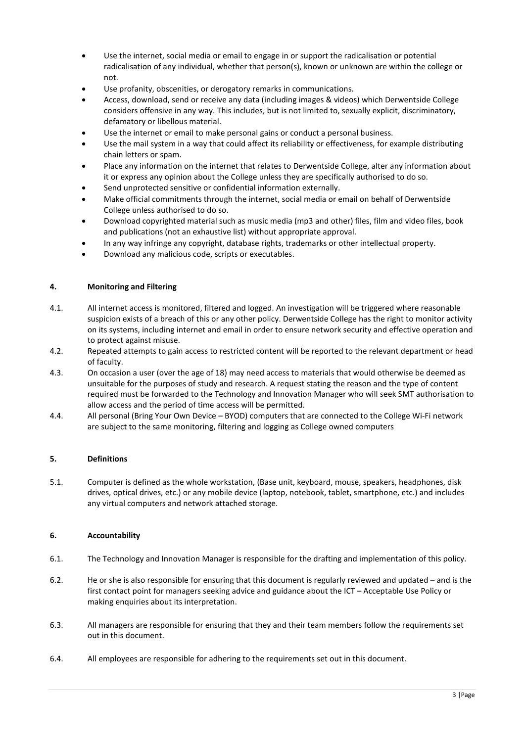- Use the internet, social media or email to engage in or support the radicalisation or potential radicalisation of any individual, whether that person(s), known or unknown are within the college or not.
- Use profanity, obscenities, or derogatory remarks in communications.
- Access, download, send or receive any data (including images & videos) which Derwentside College considers offensive in any way. This includes, but is not limited to, sexually explicit, discriminatory, defamatory or libellous material.
- Use the internet or email to make personal gains or conduct a personal business.
- Use the mail system in a way that could affect its reliability or effectiveness, for example distributing chain letters or spam.
- Place any information on the internet that relates to Derwentside College, alter any information about it or express any opinion about the College unless they are specifically authorised to do so.
- Send unprotected sensitive or confidential information externally.
- Make official commitments through the internet, social media or email on behalf of Derwentside College unless authorised to do so.
- Download copyrighted material such as music media (mp3 and other) files, film and video files, book and publications (not an exhaustive list) without appropriate approval.
- In any way infringe any copyright, database rights, trademarks or other intellectual property.
- Download any malicious code, scripts or executables.

## 4. Monitoring and Filtering

4.1. All internet access is monitored, filtered and logged. An investigation will be triggered where reasonable suspicion exists of a breach of this or any other policy. Derwentside College has the right to monitor activity on its systems, including internet and email in order to ensure network security and effective operation and to protect against misuse.

4.2. Repeated attempts to gain access to restricted content will be reported to the relevant department or head of faculty.

4.3. On occasion a user (over the age of 18) may need access to materials that would otherwise be deemed as unsuitable for the purposes of study and research. A request stating the reason and the type of content required must be forwarded to the Technology and Innovation Manager who will seek SMT authorisation to allow access and the period of time access will be permitted.

4.4. All personal (Bring Your Own Device – BYOD) computers that are connected to the College Wi-Fi network are subject to the same monitoring, filtering and logging as College owned computers

## 5. Definitions

5.1. Computer is defined as the whole workstation, (Base unit, keyboard, mouse, speakers, headphones, disk drives, optical drives, etc.) or any mobile device (laptop, notebook, tablet, smartphone, etc.) and includes any virtual computers and network attached storage.

## 6. Accountability

6.1. The Technology and Innovation Manager is responsible for the drafting and implementation of this policy.

6.2. He or she is also responsible for ensuring that this document is regularly reviewed and updated – and is the first contact point for managers seeking advice and guidance about the ICT – Acceptable Use Policy or making enquiries about its interpretation.

6.3. All managers are responsible for ensuring that they and their team members follow the requirements set out in this document.

6.4. All employees are responsible for adhering to the requirements set out in this document.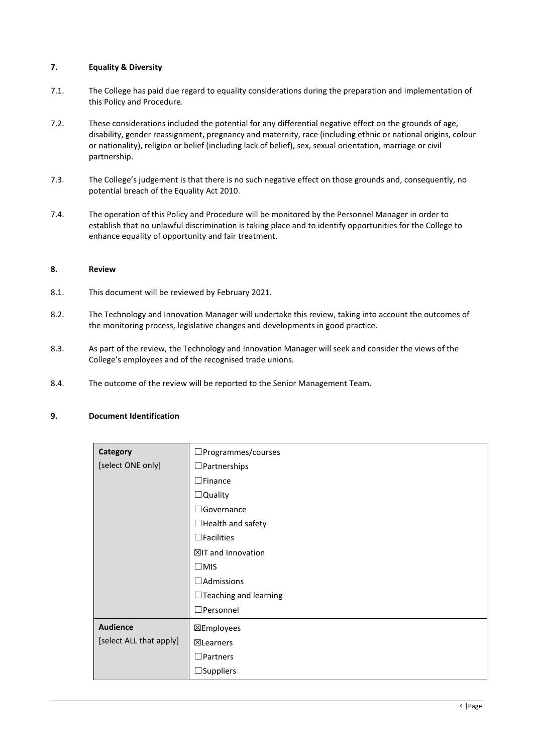## 7. Equality & Diversity

7.1. The College has paid due regard to equality considerations during the preparation and implementation of this Policy and Procedure.

7.2. These considerations included the potential for any differential negative effect on the grounds of age, disability, gender reassignment, pregnancy and maternity, race (including ethnic or national origins, colour or nationality), religion or belief (including lack of belief), sex, sexual orientation, marriage or civil partnership.

7.3. The College's judgement is that there is no such negative effect on those grounds and, consequently, no potential breach of the Equality Act 2010.

7.4. The operation of this Policy and Procedure will be monitored by the Personnel Manager in order to establish that no unlawful discrimination is taking place and to identify opportunities for the College to enhance equality of opportunity and fair treatment.

## 8. Review

8.1. This document will be reviewed by February 2021.

8.2. The Technology and Innovation Manager will undertake this review, taking into account the outcomes of the monitoring process, legislative changes and developments in good practice.

8.3. As part of the review, the Technology and Innovation Manager will seek and consider the views of the College's employees and of the recognised trade unions.

8.4. The outcome of the review will be reported to the Senior Management Team.

## 9. Document Identification

| | |
|---|---|
| **Category** [select ONE only] | ☐Programmes/courses<br>☐Partnerships<br>☐Finance<br>☐Quality<br>☐Governance<br>☐Health and safety<br>☐Facilities<br>☒IT and Innovation<br>☐MIS<br>☐Admissions<br>☐Teaching and learning<br>☐Personnel |
| **Audience** [select ALL that apply] | ☒Employees<br>☒Learners<br>☐Partners<br>☐Suppliers |